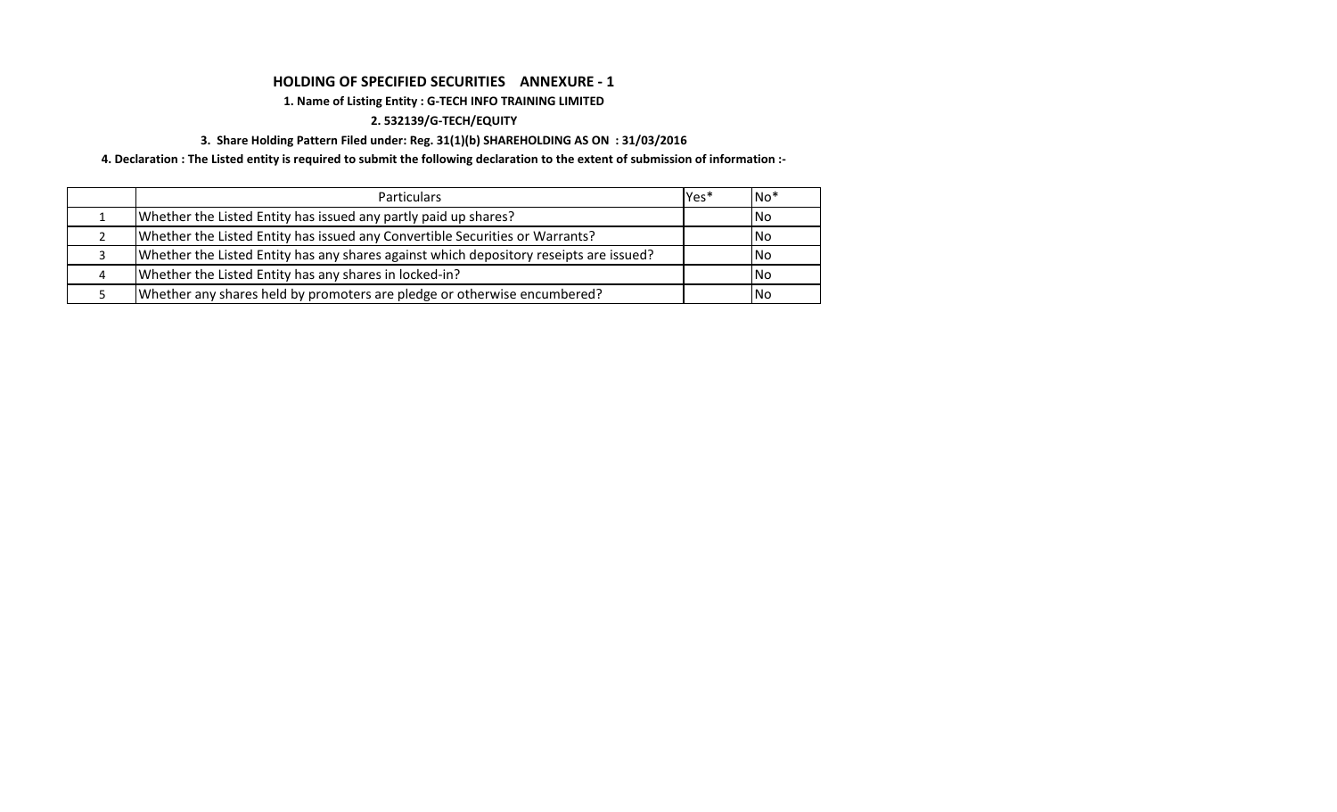## HOLDING OF SPECIFIED SECURITIES ANNEXURE - 1

**1. Name of Listing Entity : G-TECH INFO TRAINING LIMITED**

**2. 532139/G-TECH/EQUITY**

**3. Share Holding Pattern Filed under: Reg. 31(1)(b) SHAREHOLDING AS ON : 31/03/2016**

**4. Declaration : The Listed entity is required to submit the following declaration to the extent of submission of information :-**

| | Particulars | Yes* | No* |
|---|---|---|---|
| 1 | Whether the Listed Entity has issued any partly paid up shares? | | No |
| 2 | Whether the Listed Entity has issued any Convertible Securities or Warrants? | | No |
| 3 | Whether the Listed Entity has any shares against which depository reseipts are issued? | | No |
| 4 | Whether the Listed Entity has any shares in locked-in? | | No |
| 5 | Whether any shares held by promoters are pledge or otherwise encumbered? | | No |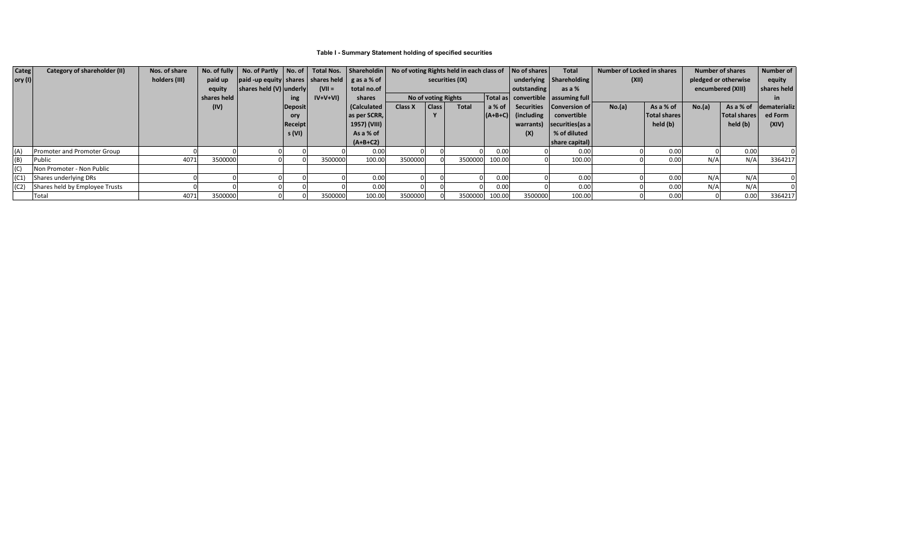**Table I - Summary Statement holding of specified securities**

| Category (I) | Category of shareholder (II) | Nos. of share holders (III) | No. of fully paid up equity shares held (IV) | No. of Partly paid-up equity shares held (V) | No. of shares underlying Depository Receipts (VI) | Total Nos. shares held (VII = IV+V+VI) | Shareholding as a % of total no. of shares (Calculated as per SCRR, 1957) (VIII) As a % of (A+B+C2) | No of voting Rights held in each class of securities (IX) | | | | No of shares underlying outstanding convertible Securities (including warrants) (X) | Total Shareholding as a % assuming full conversion of convertible securities (as a % of diluted share capital) | Number of Locked in shares (XII) | | Number of shares pledged or otherwise encumbered (XIII) | | Number of equity shares held in dematerialized Form (XIV) |
|---|---|---|---|---|---|---|---|---|---|---|---|---|---|---|---|---|---|---|
| | | | | | | | | No of voting Rights | | | Total as a % of (A+B+C) | | | No.(a) | As a % of Total shares held (b) | No.(a) | As a % of Total shares held (b) | |
| | | | | | | | | Class X | Class Y | Total | | | | | | | | |
| (A) | Promoter and Promoter Group | 0 | 0 | 0 | 0 | 0 | 0.00 | 0 | 0 | 0 | 0.00 | 0 | 0.00 | 0 | 0.00 | 0 | 0.00 | 0 |
| (B) | Public | 4071 | 3500000 | 0 | 0 | 3500000 | 100.00 | 3500000 | 0 | 3500000 | 100.00 | 0 | 100.00 | 0 | 0.00 | N/A | N/A | 3364217 |
| (C) | Non Promoter - Non Public | | | | | | | | | | | | | | | | | |
| (C1) | Shares underlying DRs | 0 | 0 | 0 | 0 | 0 | 0.00 | 0 | 0 | 0 | 0.00 | 0 | 0.00 | 0 | 0.00 | N/A | N/A | 0 |
| (C2) | Shares held by Employee Trusts | 0 | 0 | 0 | 0 | 0 | 0.00 | 0 | 0 | 0 | 0.00 | 0 | 0.00 | 0 | 0.00 | N/A | N/A | 0 |
| | Total | 4071 | 3500000 | 0 | 0 | 3500000 | 100.00 | 3500000 | 0 | 3500000 | 100.00 | 3500000 | 100.00 | 0 | 0.00 | 0 | 0.00 | 3364217 |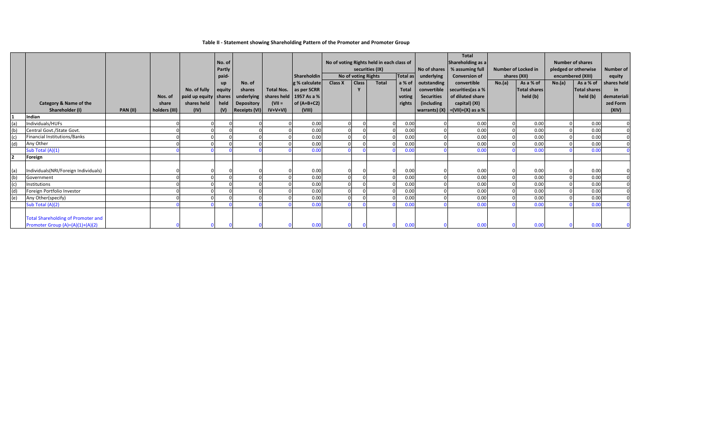**Table II - Statement showing Shareholding Pattern of the Promoter and Promoter Group**

| | Category & Name of the Shareholder (I) | PAN (II) | Nos. of share holders (III) | No. of fully paid up equity shares held (IV) | No. of Partly paid-up equity shares held (V) | No. of shares underlying Depository Receipts (VI) | Total Nos. shares held (VII = IV+V+VI) | Shareholding % calculate as per SCRR 1957 As a % of (A+B+C2) (VIII) | No of voting Rights held in each class of securities (IX) | | | | No of shares underlying outstanding convertible Securities (including warrants) (X) | Total Shareholding as a % assuming full Conversion of convertible securities(as a % of diluted share capital) (XI) =(VII)+(X) as a % | Number of Locked in shares (XII) | | Number of shares pledged or otherwise encumbered (XIII) | | Number of equity shares held in dematerialized Form (XIV) |
|---|---|---|---|---|---|---|---|---|---|---|---|---|---|---|---|---|---|---|---|
| | | | | | | | | | No of voting Rights | | | Total as a % of Total voting rights | | | No.(a) | As a % of Total shares held (b) | No.(a) | As a % of Total shares held (b) | |
| | | | | | | | | | Class X | Class Y | Total | | | | | | | | |
| 1 | **Indian** | | | | | | | | | | | | | | | | | | |
| (a) | Individuals/HUFs | | 0 | 0 | 0 | 0 | 0 | 0.00 | 0 | 0 | 0 | 0.00 | 0 | 0.00 | 0 | 0.00 | 0 | 0.00 | 0 |
| (b) | Central Govt./State Govt. | | 0 | 0 | 0 | 0 | 0 | 0.00 | 0 | 0 | 0 | 0.00 | 0 | 0.00 | 0 | 0.00 | 0 | 0.00 | 0 |
| (c) | Financial Institutions/Banks | | 0 | 0 | 0 | 0 | 0 | 0.00 | 0 | 0 | 0 | 0.00 | 0 | 0.00 | 0 | 0.00 | 0 | 0.00 | 0 |
| (d) | Any Other | | 0 | 0 | 0 | 0 | 0 | 0.00 | 0 | 0 | 0 | 0.00 | 0 | 0.00 | 0 | 0.00 | 0 | 0.00 | 0 |
| | Sub Total (A)(1) | | 0 | 0 | 0 | 0 | 0 | 0.00 | 0 | 0 | 0 | 0.00 | 0 | 0.00 | 0 | 0.00 | 0 | 0.00 | 0 |
| 2 | **Foreign** | | | | | | | | | | | | | | | | | | |
| (a) | Individuals(NRI/Foreign Individuals) | | 0 | 0 | 0 | 0 | 0 | 0.00 | 0 | 0 | 0 | 0.00 | 0 | 0.00 | 0 | 0.00 | 0 | 0.00 | 0 |
| (b) | Government | | 0 | 0 | 0 | 0 | 0 | 0.00 | 0 | 0 | 0 | 0.00 | 0 | 0.00 | 0 | 0.00 | 0 | 0.00 | 0 |
| (c) | Institutions | | 0 | 0 | 0 | 0 | 0 | 0.00 | 0 | 0 | 0 | 0.00 | 0 | 0.00 | 0 | 0.00 | 0 | 0.00 | 0 |
| (d) | Foreign Portfolio Investor | | 0 | 0 | 0 | 0 | 0 | 0.00 | 0 | 0 | 0 | 0.00 | 0 | 0.00 | 0 | 0.00 | 0 | 0.00 | 0 |
| (e) | Any Other(specify) | | 0 | 0 | 0 | 0 | 0 | 0.00 | 0 | 0 | 0 | 0.00 | 0 | 0.00 | 0 | 0.00 | 0 | 0.00 | 0 |
| | Sub Total (A)(2) | | 0 | 0 | 0 | 0 | 0 | 0.00 | 0 | 0 | 0 | 0.00 | 0 | 0.00 | 0 | 0.00 | 0 | 0.00 | 0 |
| | Total Shareholding of Promoter and Promoter Group (A)=(A)(1)+(A)(2) | | 0 | 0 | 0 | 0 | 0 | 0.00 | 0 | 0 | 0 | 0.00 | 0 | 0.00 | 0 | 0.00 | 0 | 0.00 | 0 |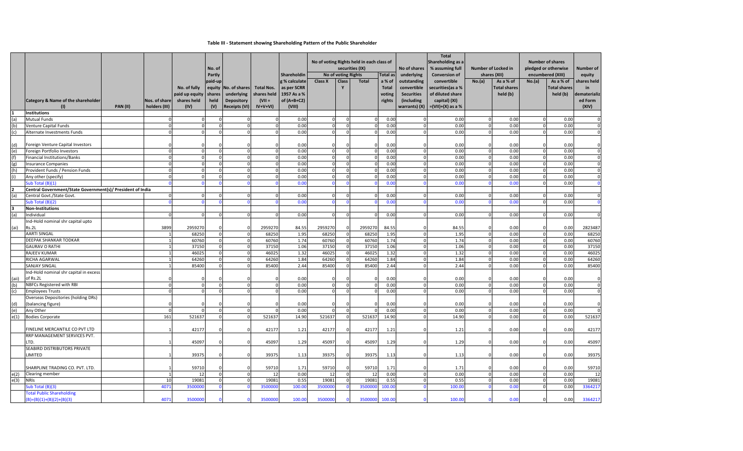# Table III - Statement showing Shareholding Pattern of the Public Shareholder

| | Category & Name of the shareholder (I) | PAN (II) | Nos. of share holders (III) | No. of fully paid up equity shares held (IV) | No. of Partly paid-up equity shares held (V) | No. of shares underlying Depository Receipts (VI) | Total Nos. shares held (VII = IV+V+VI) | Shareholding % calculate as per SCRR 1957 As a % of (A+B+C2) (VIII) | No of voting Rights held in each class of securities (IX) | | | | No of shares underlying outstanding convertible Securities (including warrants) (X) | Total Shareholding as a % assuming full Conversion of convertible securities(as a % of diluted share capital) (XI) =(VII)+(X) as a % | Number of Locked in shares (XII) | | Number of shares pledged or otherwise encumbered (XIII) | | Number of equity shares held in dematerialized Form (XIV) |
|---|---|---|---|---|---|---|---|---|---|---|---|---|---|---|---|---|---|---|---|
| | | | | | | | | | No of voting Rights | | | Total as a % of Total voting rights | | | No.(a) | As a % of Total shares held (b) | No.(a) | As a % of Total shares held (b) | |
| | | | | | | | | | Class X | Class Y | Total | | | | | | | | |
| 1 | Institutions | | | | | | | | | | | | | | | | | | |
| (a) | Mutual Funds | | 0 | 0 | 0 | 0 | 0 | 0.00 | 0 | 0 | 0 | 0.00 | 0 | 0.00 | 0 | 0.00 | 0 | 0.00 | 0 |
| (b) | Venture Capital Funds | | 0 | 0 | 0 | 0 | 0 | 0.00 | 0 | 0 | 0 | 0.00 | 0 | 0.00 | 0 | 0.00 | 0 | 0.00 | 0 |
| (c) | Alternate Investments Funds | | 0 | 0 | 0 | 0 | 0 | 0.00 | 0 | 0 | 0 | 0.00 | 0 | 0.00 | 0 | 0.00 | 0 | 0.00 | 0 |
| (d) | Foreign Venture Capital Investors | | 0 | 0 | 0 | 0 | 0 | 0.00 | 0 | 0 | 0 | 0.00 | 0 | 0.00 | 0 | 0.00 | 0 | 0.00 | 0 |
| (e) | Foreign Portfolio Investors | | 0 | 0 | 0 | 0 | 0 | 0.00 | 0 | 0 | 0 | 0.00 | 0 | 0.00 | 0 | 0.00 | 0 | 0.00 | 0 |
| (f) | Financial Institutions/Banks | | 0 | 0 | 0 | 0 | 0 | 0.00 | 0 | 0 | 0 | 0.00 | 0 | 0.00 | 0 | 0.00 | 0 | 0.00 | 0 |
| (g) | Insurance Companies | | 0 | 0 | 0 | 0 | 0 | 0.00 | 0 | 0 | 0 | 0.00 | 0 | 0.00 | 0 | 0.00 | 0 | 0.00 | 0 |
| (h) | Provident Funds / Pension Funds | | 0 | 0 | 0 | 0 | 0 | 0.00 | 0 | 0 | 0 | 0.00 | 0 | 0.00 | 0 | 0.00 | 0 | 0.00 | 0 |
| (i) | Any other (specify) | | 0 | 0 | 0 | 0 | 0 | 0.00 | 0 | 0 | 0 | 0.00 | 0 | 0.00 | 0 | 0.00 | 0 | 0.00 | 0 |
| | Sub Total (B)(1) | | 0 | 0 | 0 | 0 | 0 | 0.00 | 0 | 0 | 0 | 0.00 | 0 | 0.00 | 0 | 0.00 | 0 | 0.00 | 0 |
| 2 | Central Government/State Government(s)/ President of India | | | | | | | | | | | | | | | | | | |
| (a) | Central Govt./State Govt. | | 0 | 0 | 0 | 0 | 0 | 0.00 | 0 | 0 | 0 | 0.00 | 0 | 0.00 | 0 | 0.00 | 0 | 0.00 | 0 |
| | Sub Total (B)(2) | | 0 | 0 | 0 | 0 | 0 | 0.00 | 0 | 0 | 0 | 0.00 | 0 | 0.00 | 0 | 0.00 | 0 | 0.00 | 0 |
| 3 | Non-Institutions | | | | | | | | | | | | | | | | | | |
| (a) | Individual | | 0 | 0 | 0 | 0 | 0 | 0.00 | 0 | 0 | 0 | 0.00 | 0 | 0.00 | 0 | 0.00 | 0 | 0.00 | 0 |
| (ai) | Ind-Hold nominal shr capital upto Rs.2L | | 3899 | 2959270 | 0 | 0 | 2959270 | 84.55 | 2959270 | 0 | 2959270 | 84.55 | 0 | 84.55 | 0 | 0.00 | 0 | 0.00 | 2823487 |
| | AARTI SINGAL | | 1 | 68250 | 0 | 0 | 68250 | 1.95 | 68250 | 0 | 68250 | 1.95 | 0 | 1.95 | 0 | 0.00 | 0 | 0.00 | 68250 |
| | DEEPAK SHANKAR TODKAR | | 1 | 60760 | 0 | 0 | 60760 | 1.74 | 60760 | 0 | 60760 | 1.74 | 0 | 1.74 | 0 | 0.00 | 0 | 0.00 | 60760 |
| | GAURAV O RATHI | | 1 | 37150 | 0 | 0 | 37150 | 1.06 | 37150 | 0 | 37150 | 1.06 | 0 | 1.06 | 0 | 0.00 | 0 | 0.00 | 37150 |
| | RAJEEV KUMAR | | 1 | 46025 | 0 | 0 | 46025 | 1.32 | 46025 | 0 | 46025 | 1.32 | 0 | 1.32 | 0 | 0.00 | 0 | 0.00 | 46025 |
| | RICHA AGARWAL | | 1 | 64260 | 0 | 0 | 64260 | 1.84 | 64260 | 0 | 64260 | 1.84 | 0 | 1.84 | 0 | 0.00 | 0 | 0.00 | 64260 |
| | SANJAY SINGAL | | 1 | 85400 | 0 | 0 | 85400 | 2.44 | 85400 | 0 | 85400 | 2.44 | 0 | 2.44 | 0 | 0.00 | 0 | 0.00 | 85400 |
| (aii) | Ind-Hold nominal shr capital in excess of Rs.2L | | 0 | 0 | 0 | 0 | 0 | 0.00 | 0 | 0 | 0 | 0.00 | 0 | 0.00 | 0 | 0.00 | 0 | 0.00 | 0 |
| (b) | NBFCs Registered with RBI | | 0 | 0 | 0 | 0 | 0 | 0.00 | 0 | 0 | 0 | 0.00 | 0 | 0.00 | 0 | 0.00 | 0 | 0.00 | 0 |
| (c) | Employees Trusts | | 0 | 0 | 0 | 0 | 0 | 0.00 | 0 | 0 | 0 | 0.00 | 0 | 0.00 | 0 | 0.00 | 0 | 0.00 | 0 |
| (d) | Overseas Depositories (holding DRs) (balancing figure) | | 0 | 0 | 0 | 0 | 0 | 0.00 | 0 | 0 | 0 | 0.00 | 0 | 0.00 | 0 | 0.00 | 0 | 0.00 | 0 |
| (e) | Any Other | | 0 | 0 | 0 | 0 | 0 | 0.00 | 0 | 0 | 0 | 0.00 | 0 | 0.00 | 0 | 0.00 | 0 | 0.00 | 0 |
| e(1) | Bodies Corporate | | 161 | 521637 | 0 | 0 | 521637 | 14.90 | 521637 | 0 | 521637 | 14.90 | 0 | 14.90 | 0 | 0.00 | 0 | 0.00 | 521637 |
| | FINELINE MERCANTILE CO PVT LTD | | 1 | 42177 | 0 | 0 | 42177 | 1.21 | 42177 | 0 | 42177 | 1.21 | 0 | 1.21 | 0 | 0.00 | 0 | 0.00 | 42177 |
| | RRP MANAGEMENT SERVICES PVT. LTD. | | 1 | 45097 | 0 | 0 | 45097 | 1.29 | 45097 | 0 | 45097 | 1.29 | 0 | 1.29 | 0 | 0.00 | 0 | 0.00 | 45097 |
| | SEABIRD DISTRIBUTORS PRIVATE LIMITED | | 1 | 39375 | 0 | 0 | 39375 | 1.13 | 39375 | 0 | 39375 | 1.13 | 0 | 1.13 | 0 | 0.00 | 0 | 0.00 | 39375 |
| | SHARPLINE TRADING CO. PVT. LTD. | | 1 | 59710 | 0 | 0 | 59710 | 1.71 | 59710 | 0 | 59710 | 1.71 | 0 | 1.71 | 0 | 0.00 | 0 | 0.00 | 59710 |
| e(2) | Clearing member | | 1 | 12 | 0 | 0 | 12 | 0.00 | 12 | 0 | 12 | 0.00 | 0 | 0.00 | 0 | 0.00 | 0 | 0.00 | 12 |
| e(3) | NRIs | | 10 | 19081 | 0 | 0 | 19081 | 0.55 | 19081 | 0 | 19081 | 0.55 | 0 | 0.55 | 0 | 0.00 | 0 | 0.00 | 19081 |
| | Sub Total (B)(3) | | 4071 | 3500000 | 0 | 0 | 3500000 | 100.00 | 3500000 | 0 | 3500000 | 100.00 | 0 | 100.00 | 0 | 0.00 | 0 | 0.00 | 3364217 |
| | Total Public Shareholding (B)=(B)(1)+(B)(2)+(B)(3) | | 4071 | 3500000 | 0 | 0 | 3500000 | 100.00 | 3500000 | 0 | 3500000 | 100.00 | 0 | 100.00 | 0 | 0.00 | 0 | 0.00 | 3364217 |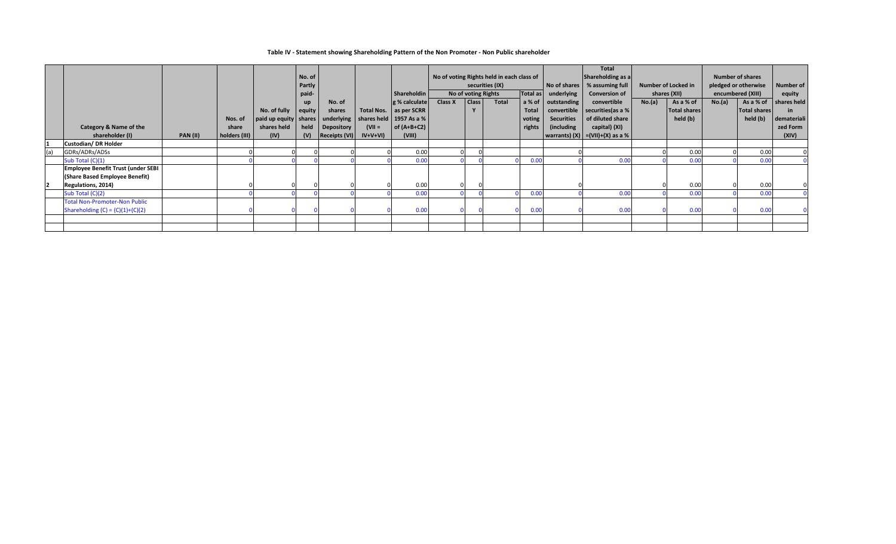### Table IV - Statement showing Shareholding Pattern of the Non Promoter - Non Public shareholder

| | Category & Name of the shareholder (I) | PAN (II) | Nos. of share holders (III) | No. of fully paid up equity shares held (IV) | No. of Partly paid-up equity shares held (V) | No. of shares underlying Depository Receipts (VI) | Total Nos. shares held (VII = IV+V+VI) | Shareholding % calculate as per SCRR 1957 As a % of (A+B+C2) (VIII) | No of voting Rights held in each class of securities (IX) | | | | No of shares underlying outstanding convertible Securities (including warrants) (X) | Total Shareholding as a % assuming full Conversion of convertible securities(as a % of diluted share capital) (XI) =(VII)+(X) as a % | Number of Locked in shares (XII) | | Number of shares pledged or otherwise encumbered (XIII) | | Number of equity shares held in dematerialized Form (XIV) |
|---|---|---|---|---|---|---|---|---|---|---|---|---|---|---|---|---|---|---|---|
| | | | | | | | | | No of voting Rights | | | Total as a % of Total voting rights | | | No.(a) | As a % of Total shares held (b) | No.(a) | As a % of Total shares held (b) | |
| | | | | | | | | | Class X | Class Y | Total | | | | | | | | |
| 1 | **Custodian/ DR Holder** | | | | | | | | | | | | | | | | | | |
| (a) | GDRs/ADRs/ADSs | | 0 | 0 | 0 | 0 | 0 | 0.00 | 0 | 0 | | | 0 | | 0 | 0.00 | 0 | 0.00 | 0 |
| | Sub Total (C)(1) | | 0 | 0 | 0 | 0 | 0 | 0.00 | 0 | 0 | 0 | 0.00 | 0 | 0.00 | 0 | 0.00 | 0 | 0.00 | 0 |
| 2 | **Employee Benefit Trust (under SEBI (Share Based Employee Benefit) Regulations, 2014)** | | 0 | 0 | 0 | 0 | 0 | 0.00 | 0 | 0 | | | 0 | | 0 | 0.00 | 0 | 0.00 | 0 |
| | Sub Total (C)(2) | | 0 | 0 | 0 | 0 | 0 | 0.00 | 0 | 0 | 0 | 0.00 | 0 | 0.00 | 0 | 0.00 | 0 | 0.00 | 0 |
| | Total Non-Promoter-Non Public Shareholding (C) = (C)(1)+(C)(2) | | 0 | 0 | 0 | 0 | 0 | 0.00 | 0 | 0 | 0 | 0.00 | 0 | 0.00 | 0 | 0.00 | 0 | 0.00 | 0 |